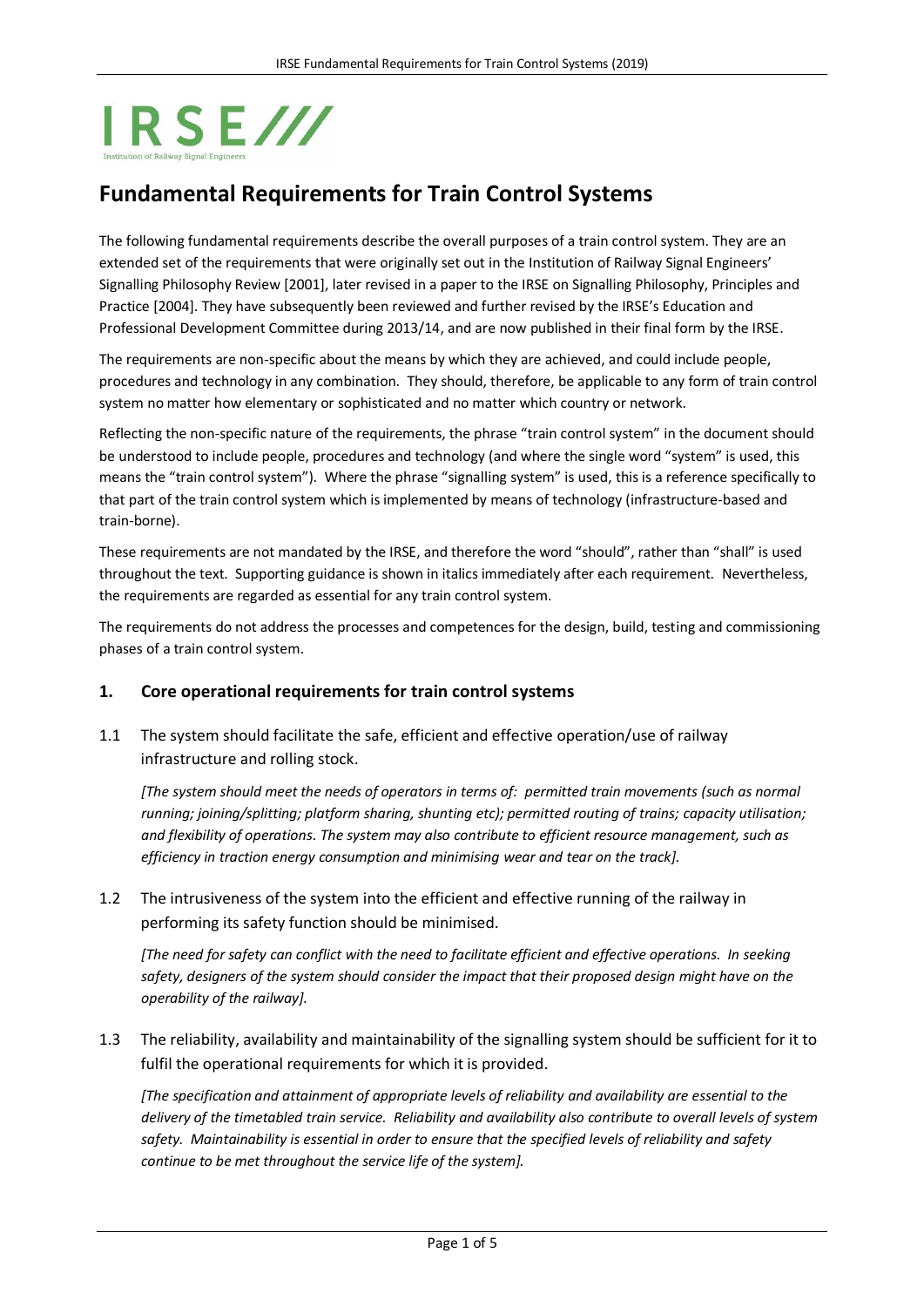# Fundamental Requirements for Train Control Systems

The following fundamental requirements describe the overall purposes of a train control system. They are an extended set of the requirements that were originally set out in the Institution of Railway Signal Engineers' Signalling Philosophy Review [2001], later revised in a paper to the IRSE on Signalling Philosophy, Principles and Practice [2004]. They have subsequently been reviewed and further revised by the IRSE's Education and Professional Development Committee during 2013/14, and are now published in their final form by the IRSE.

The requirements are non-specific about the means by which they are achieved, and could include people, procedures and technology in any combination. They should, therefore, be applicable to any form of train control system no matter how elementary or sophisticated and no matter which country or network.

Reflecting the non-specific nature of the requirements, the phrase "train control system" in the document should be understood to include people, procedures and technology (and where the single word "system" is used, this means the "train control system"). Where the phrase "signalling system" is used, this is a reference specifically to that part of the train control system which is implemented by means of technology (infrastructure-based and train-borne).

These requirements are not mandated by the IRSE, and therefore the word "should", rather than "shall" is used throughout the text. Supporting guidance is shown in italics immediately after each requirement. Nevertheless, the requirements are regarded as essential for any train control system.

The requirements do not address the processes and competences for the design, build, testing and commissioning phases of a train control system.

## 1. Core operational requirements for train control systems

1.1 The system should facilitate the safe, efficient and effective operation/use of railway infrastructure and rolling stock.

*[The system should meet the needs of operators in terms of: permitted train movements (such as normal running; joining/splitting; platform sharing, shunting etc); permitted routing of trains; capacity utilisation; and flexibility of operations. The system may also contribute to efficient resource management, such as efficiency in traction energy consumption and minimising wear and tear on the track].*

1.2 The intrusiveness of the system into the efficient and effective running of the railway in performing its safety function should be minimised.

*[The need for safety can conflict with the need to facilitate efficient and effective operations. In seeking safety, designers of the system should consider the impact that their proposed design might have on the operability of the railway].*

1.3 The reliability, availability and maintainability of the signalling system should be sufficient for it to fulfil the operational requirements for which it is provided.

*[The specification and attainment of appropriate levels of reliability and availability are essential to the delivery of the timetabled train service. Reliability and availability also contribute to overall levels of system safety. Maintainability is essential in order to ensure that the specified levels of reliability and safety continue to be met throughout the service life of the system].*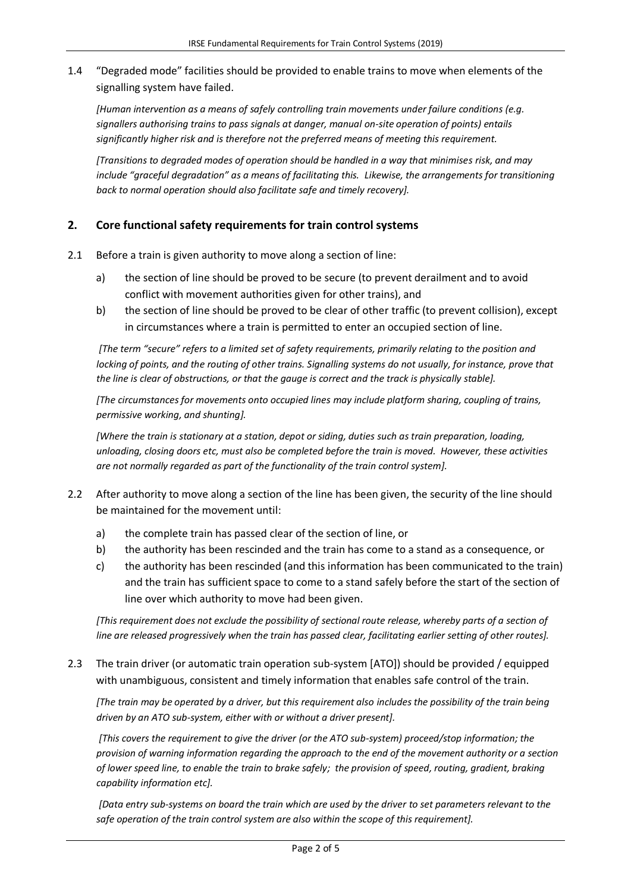1.4 "Degraded mode" facilities should be provided to enable trains to move when elements of the signalling system have failed.

*[Human intervention as a means of safely controlling train movements under failure conditions (e.g. signallers authorising trains to pass signals at danger, manual on-site operation of points) entails significantly higher risk and is therefore not the preferred means of meeting this requirement.*

*[Transitions to degraded modes of operation should be handled in a way that minimises risk, and may include "graceful degradation" as a means of facilitating this. Likewise, the arrangements for transitioning back to normal operation should also facilitate safe and timely recovery].*

## 2. Core functional safety requirements for train control systems

2.1 Before a train is given authority to move along a section of line:

a) the section of line should be proved to be secure (to prevent derailment and to avoid conflict with movement authorities given for other trains), and

b) the section of line should be proved to be clear of other traffic (to prevent collision), except in circumstances where a train is permitted to enter an occupied section of line.

*[The term "secure" refers to a limited set of safety requirements, primarily relating to the position and locking of points, and the routing of other trains. Signalling systems do not usually, for instance, prove that the line is clear of obstructions, or that the gauge is correct and the track is physically stable].*

*[The circumstances for movements onto occupied lines may include platform sharing, coupling of trains, permissive working, and shunting].*

*[Where the train is stationary at a station, depot or siding, duties such as train preparation, loading, unloading, closing doors etc, must also be completed before the train is moved. However, these activities are not normally regarded as part of the functionality of the train control system].*

2.2 After authority to move along a section of the line has been given, the security of the line should be maintained for the movement until:

a) the complete train has passed clear of the section of line, or

b) the authority has been rescinded and the train has come to a stand as a consequence, or

c) the authority has been rescinded (and this information has been communicated to the train) and the train has sufficient space to come to a stand safely before the start of the section of line over which authority to move had been given.

*[This requirement does not exclude the possibility of sectional route release, whereby parts of a section of line are released progressively when the train has passed clear, facilitating earlier setting of other routes].*

2.3 The train driver (or automatic train operation sub-system [ATO]) should be provided / equipped with unambiguous, consistent and timely information that enables safe control of the train.

*[The train may be operated by a driver, but this requirement also includes the possibility of the train being driven by an ATO sub-system, either with or without a driver present].*

*[This covers the requirement to give the driver (or the ATO sub-system) proceed/stop information; the provision of warning information regarding the approach to the end of the movement authority or a section of lower speed line, to enable the train to brake safely; the provision of speed, routing, gradient, braking capability information etc].*

*[Data entry sub-systems on board the train which are used by the driver to set parameters relevant to the safe operation of the train control system are also within the scope of this requirement].*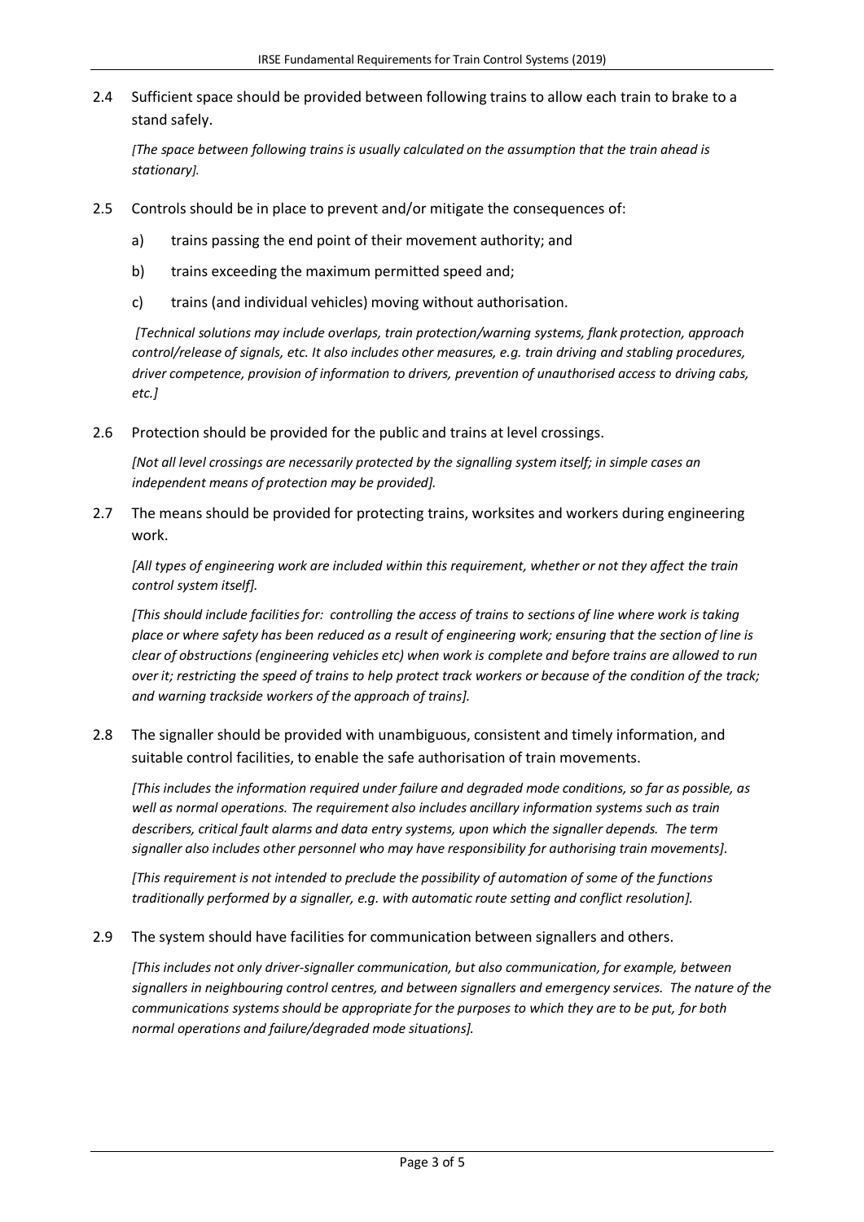2.4 Sufficient space should be provided between following trains to allow each train to brake to a stand safely.

*[The space between following trains is usually calculated on the assumption that the train ahead is stationary].*

2.5 Controls should be in place to prevent and/or mitigate the consequences of:

a) trains passing the end point of their movement authority; and

b) trains exceeding the maximum permitted speed and;

c) trains (and individual vehicles) moving without authorisation.

*[Technical solutions may include overlaps, train protection/warning systems, flank protection, approach control/release of signals, etc. It also includes other measures, e.g. train driving and stabling procedures, driver competence, provision of information to drivers, prevention of unauthorised access to driving cabs, etc.]*

2.6 Protection should be provided for the public and trains at level crossings.

*[Not all level crossings are necessarily protected by the signalling system itself; in simple cases an independent means of protection may be provided].*

2.7 The means should be provided for protecting trains, worksites and workers during engineering work.

*[All types of engineering work are included within this requirement, whether or not they affect the train control system itself].*

*[This should include facilities for: controlling the access of trains to sections of line where work is taking place or where safety has been reduced as a result of engineering work; ensuring that the section of line is clear of obstructions (engineering vehicles etc) when work is complete and before trains are allowed to run over it; restricting the speed of trains to help protect track workers or because of the condition of the track; and warning trackside workers of the approach of trains].*

2.8 The signaller should be provided with unambiguous, consistent and timely information, and suitable control facilities, to enable the safe authorisation of train movements.

*[This includes the information required under failure and degraded mode conditions, so far as possible, as well as normal operations. The requirement also includes ancillary information systems such as train describers, critical fault alarms and data entry systems, upon which the signaller depends. The term signaller also includes other personnel who may have responsibility for authorising train movements].*

*[This requirement is not intended to preclude the possibility of automation of some of the functions traditionally performed by a signaller, e.g. with automatic route setting and conflict resolution].*

2.9 The system should have facilities for communication between signallers and others.

*[This includes not only driver-signaller communication, but also communication, for example, between signallers in neighbouring control centres, and between signallers and emergency services. The nature of the communications systems should be appropriate for the purposes to which they are to be put, for both normal operations and failure/degraded mode situations].*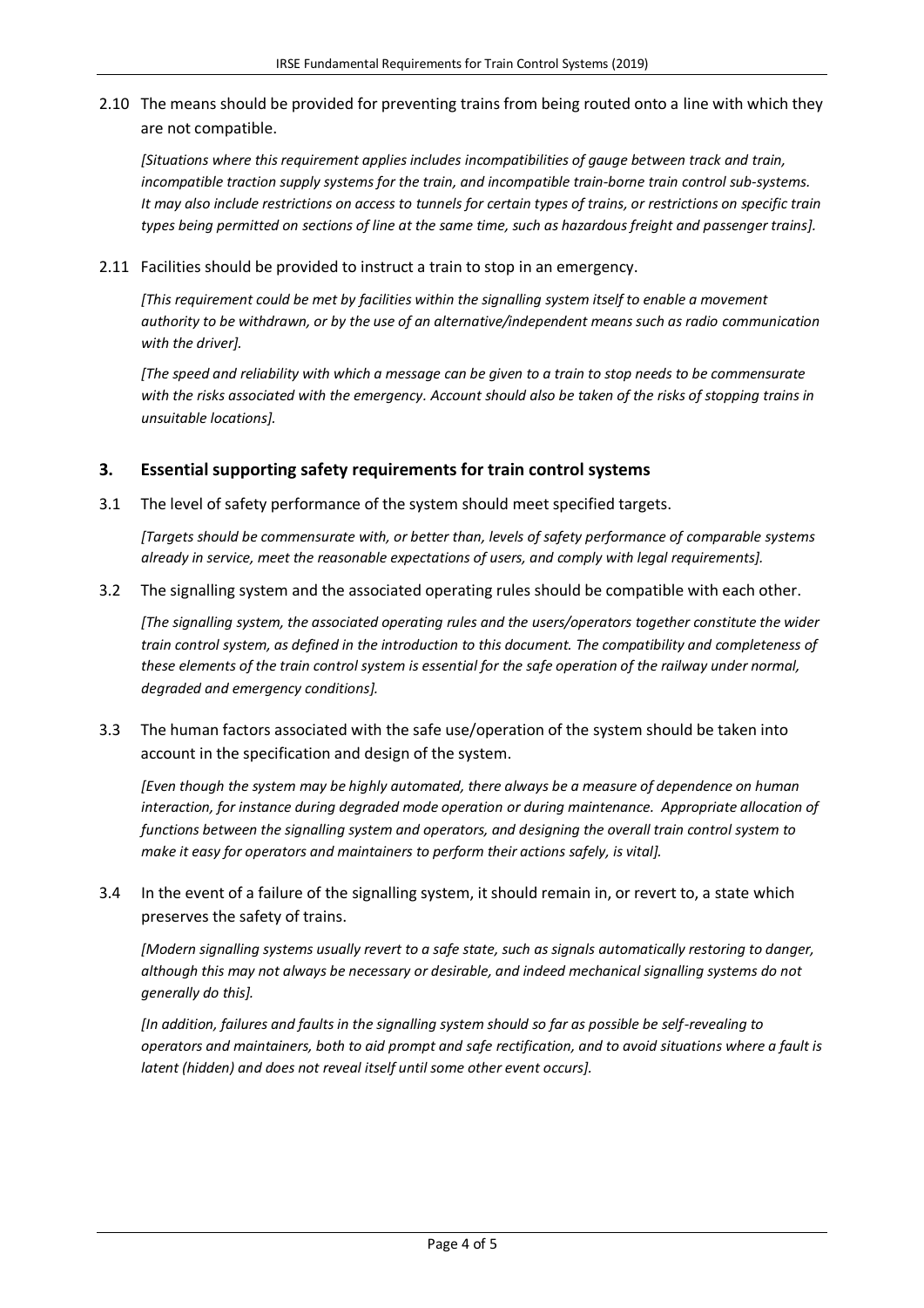2.10 The means should be provided for preventing trains from being routed onto a line with which they are not compatible.

*[Situations where this requirement applies includes incompatibilities of gauge between track and train, incompatible traction supply systems for the train, and incompatible train-borne train control sub-systems. It may also include restrictions on access to tunnels for certain types of trains, or restrictions on specific train types being permitted on sections of line at the same time, such as hazardous freight and passenger trains].*

2.11 Facilities should be provided to instruct a train to stop in an emergency.

*[This requirement could be met by facilities within the signalling system itself to enable a movement authority to be withdrawn, or by the use of an alternative/independent means such as radio communication with the driver].*

*[The speed and reliability with which a message can be given to a train to stop needs to be commensurate with the risks associated with the emergency. Account should also be taken of the risks of stopping trains in unsuitable locations].*

## 3. Essential supporting safety requirements for train control systems

3.1 The level of safety performance of the system should meet specified targets.

*[Targets should be commensurate with, or better than, levels of safety performance of comparable systems already in service, meet the reasonable expectations of users, and comply with legal requirements].*

3.2 The signalling system and the associated operating rules should be compatible with each other.

*[The signalling system, the associated operating rules and the users/operators together constitute the wider train control system, as defined in the introduction to this document. The compatibility and completeness of these elements of the train control system is essential for the safe operation of the railway under normal, degraded and emergency conditions].*

3.3 The human factors associated with the safe use/operation of the system should be taken into account in the specification and design of the system.

*[Even though the system may be highly automated, there always be a measure of dependence on human interaction, for instance during degraded mode operation or during maintenance. Appropriate allocation of functions between the signalling system and operators, and designing the overall train control system to make it easy for operators and maintainers to perform their actions safely, is vital].*

3.4 In the event of a failure of the signalling system, it should remain in, or revert to, a state which preserves the safety of trains.

*[Modern signalling systems usually revert to a safe state, such as signals automatically restoring to danger, although this may not always be necessary or desirable, and indeed mechanical signalling systems do not generally do this].*

*[In addition, failures and faults in the signalling system should so far as possible be self-revealing to operators and maintainers, both to aid prompt and safe rectification, and to avoid situations where a fault is latent (hidden) and does not reveal itself until some other event occurs].*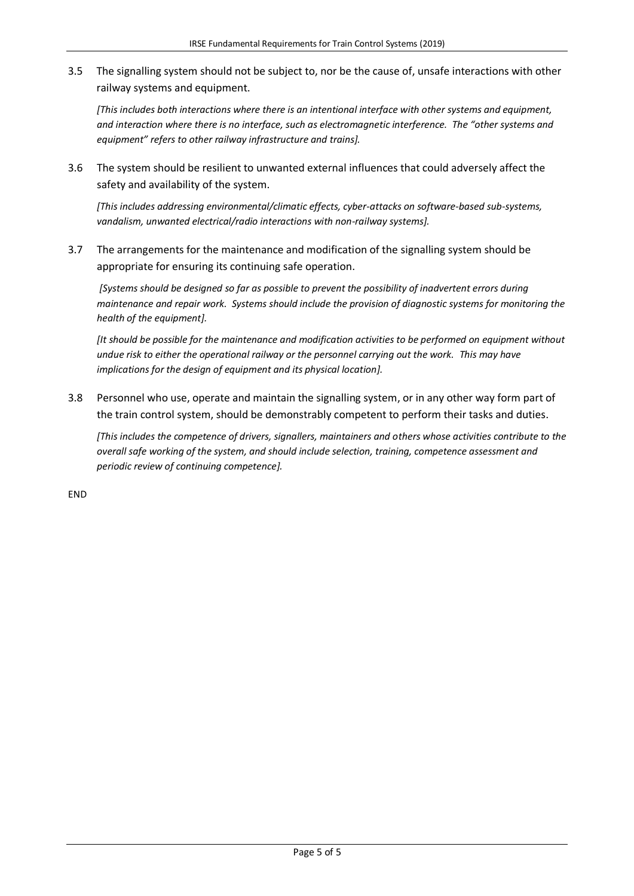3.5 The signalling system should not be subject to, nor be the cause of, unsafe interactions with other railway systems and equipment.

*[This includes both interactions where there is an intentional interface with other systems and equipment, and interaction where there is no interface, such as electromagnetic interference. The "other systems and equipment" refers to other railway infrastructure and trains].*

3.6 The system should be resilient to unwanted external influences that could adversely affect the safety and availability of the system.

*[This includes addressing environmental/climatic effects, cyber-attacks on software-based sub-systems, vandalism, unwanted electrical/radio interactions with non-railway systems].*

3.7 The arrangements for the maintenance and modification of the signalling system should be appropriate for ensuring its continuing safe operation.

*[Systems should be designed so far as possible to prevent the possibility of inadvertent errors during maintenance and repair work. Systems should include the provision of diagnostic systems for monitoring the health of the equipment].*

*[It should be possible for the maintenance and modification activities to be performed on equipment without undue risk to either the operational railway or the personnel carrying out the work. This may have implications for the design of equipment and its physical location].*

3.8 Personnel who use, operate and maintain the signalling system, or in any other way form part of the train control system, should be demonstrably competent to perform their tasks and duties.

*[This includes the competence of drivers, signallers, maintainers and others whose activities contribute to the overall safe working of the system, and should include selection, training, competence assessment and periodic review of continuing competence].*

END